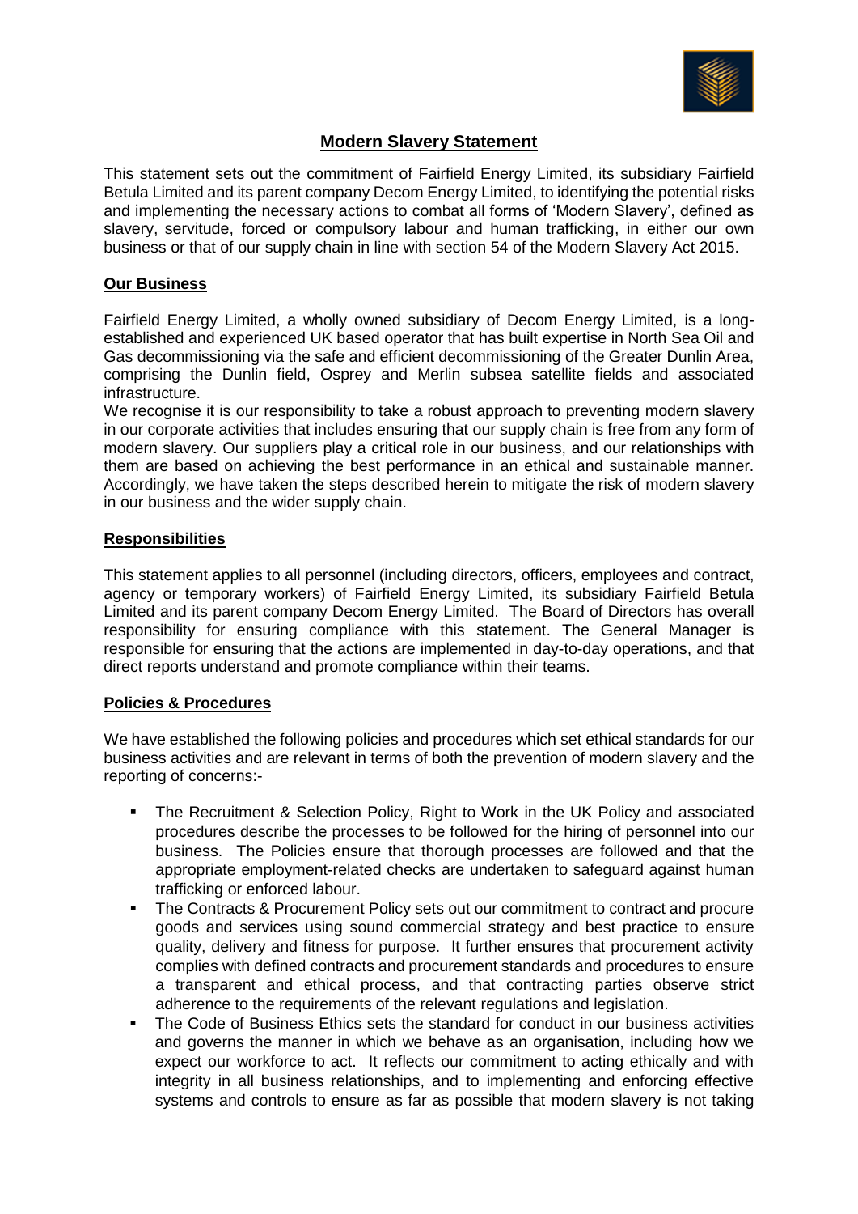# Modern Slavery Statement

This statement sets out the commitment of Fairfield Energy Limited, its subsidiary Fairfield Betula Limited and its parent company Decom Energy Limited, to identifying the potential risks and implementing the necessary actions to combat all forms of 'Modern Slavery', defined as slavery, servitude, forced or compulsory labour and human trafficking, in either our own business or that of our supply chain in line with section 54 of the Modern Slavery Act 2015.

## Our Business

Fairfield Energy Limited, a wholly owned subsidiary of Decom Energy Limited, is a long-established and experienced UK based operator that has built expertise in North Sea Oil and Gas decommissioning via the safe and efficient decommissioning of the Greater Dunlin Area, comprising the Dunlin field, Osprey and Merlin subsea satellite fields and associated infrastructure.

We recognise it is our responsibility to take a robust approach to preventing modern slavery in our corporate activities that includes ensuring that our supply chain is free from any form of modern slavery. Our suppliers play a critical role in our business, and our relationships with them are based on achieving the best performance in an ethical and sustainable manner. Accordingly, we have taken the steps described herein to mitigate the risk of modern slavery in our business and the wider supply chain.

## Responsibilities

This statement applies to all personnel (including directors, officers, employees and contract, agency or temporary workers) of Fairfield Energy Limited, its subsidiary Fairfield Betula Limited and its parent company Decom Energy Limited. The Board of Directors has overall responsibility for ensuring compliance with this statement. The General Manager is responsible for ensuring that the actions are implemented in day-to-day operations, and that direct reports understand and promote compliance within their teams.

## Policies & Procedures

We have established the following policies and procedures which set ethical standards for our business activities and are relevant in terms of both the prevention of modern slavery and the reporting of concerns:-

- The Recruitment & Selection Policy, Right to Work in the UK Policy and associated procedures describe the processes to be followed for the hiring of personnel into our business. The Policies ensure that thorough processes are followed and that the appropriate employment-related checks are undertaken to safeguard against human trafficking or enforced labour.
- The Contracts & Procurement Policy sets out our commitment to contract and procure goods and services using sound commercial strategy and best practice to ensure quality, delivery and fitness for purpose. It further ensures that procurement activity complies with defined contracts and procurement standards and procedures to ensure a transparent and ethical process, and that contracting parties observe strict adherence to the requirements of the relevant regulations and legislation.
- The Code of Business Ethics sets the standard for conduct in our business activities and governs the manner in which we behave as an organisation, including how we expect our workforce to act. It reflects our commitment to acting ethically and with integrity in all business relationships, and to implementing and enforcing effective systems and controls to ensure as far as possible that modern slavery is not taking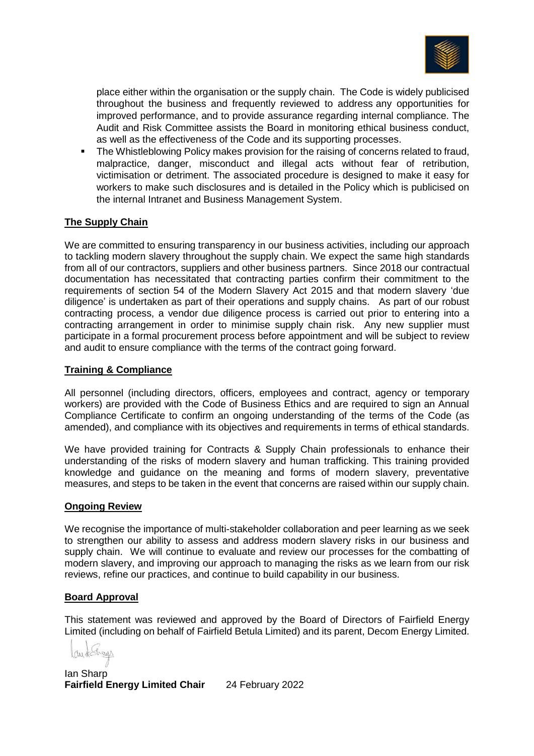place either within the organisation or the supply chain. The Code is widely publicised throughout the business and frequently reviewed to address any opportunities for improved performance, and to provide assurance regarding internal compliance. The Audit and Risk Committee assists the Board in monitoring ethical business conduct, as well as the effectiveness of the Code and its supporting processes.

- The Whistleblowing Policy makes provision for the raising of concerns related to fraud, malpractice, danger, misconduct and illegal acts without fear of retribution, victimisation or detriment. The associated procedure is designed to make it easy for workers to make such disclosures and is detailed in the Policy which is publicised on the internal Intranet and Business Management System.

**The Supply Chain**

We are committed to ensuring transparency in our business activities, including our approach to tackling modern slavery throughout the supply chain. We expect the same high standards from all of our contractors, suppliers and other business partners. Since 2018 our contractual documentation has necessitated that contracting parties confirm their commitment to the requirements of section 54 of the Modern Slavery Act 2015 and that modern slavery 'due diligence' is undertaken as part of their operations and supply chains. As part of our robust contracting process, a vendor due diligence process is carried out prior to entering into a contracting arrangement in order to minimise supply chain risk. Any new supplier must participate in a formal procurement process before appointment and will be subject to review and audit to ensure compliance with the terms of the contract going forward.

**Training & Compliance**

All personnel (including directors, officers, employees and contract, agency or temporary workers) are provided with the Code of Business Ethics and are required to sign an Annual Compliance Certificate to confirm an ongoing understanding of the terms of the Code (as amended), and compliance with its objectives and requirements in terms of ethical standards.

We have provided training for Contracts & Supply Chain professionals to enhance their understanding of the risks of modern slavery and human trafficking. This training provided knowledge and guidance on the meaning and forms of modern slavery, preventative measures, and steps to be taken in the event that concerns are raised within our supply chain.

**Ongoing Review**

We recognise the importance of multi-stakeholder collaboration and peer learning as we seek to strengthen our ability to assess and address modern slavery risks in our business and supply chain. We will continue to evaluate and review our processes for the combatting of modern slavery, and improving our approach to managing the risks as we learn from our risk reviews, refine our practices, and continue to build capability in our business.

**Board Approval**

This statement was reviewed and approved by the Board of Directors of Fairfield Energy Limited (including on behalf of Fairfield Betula Limited) and its parent, Decom Energy Limited.

Ian Sharp
**Fairfield Energy Limited Chair** 24 February 2022